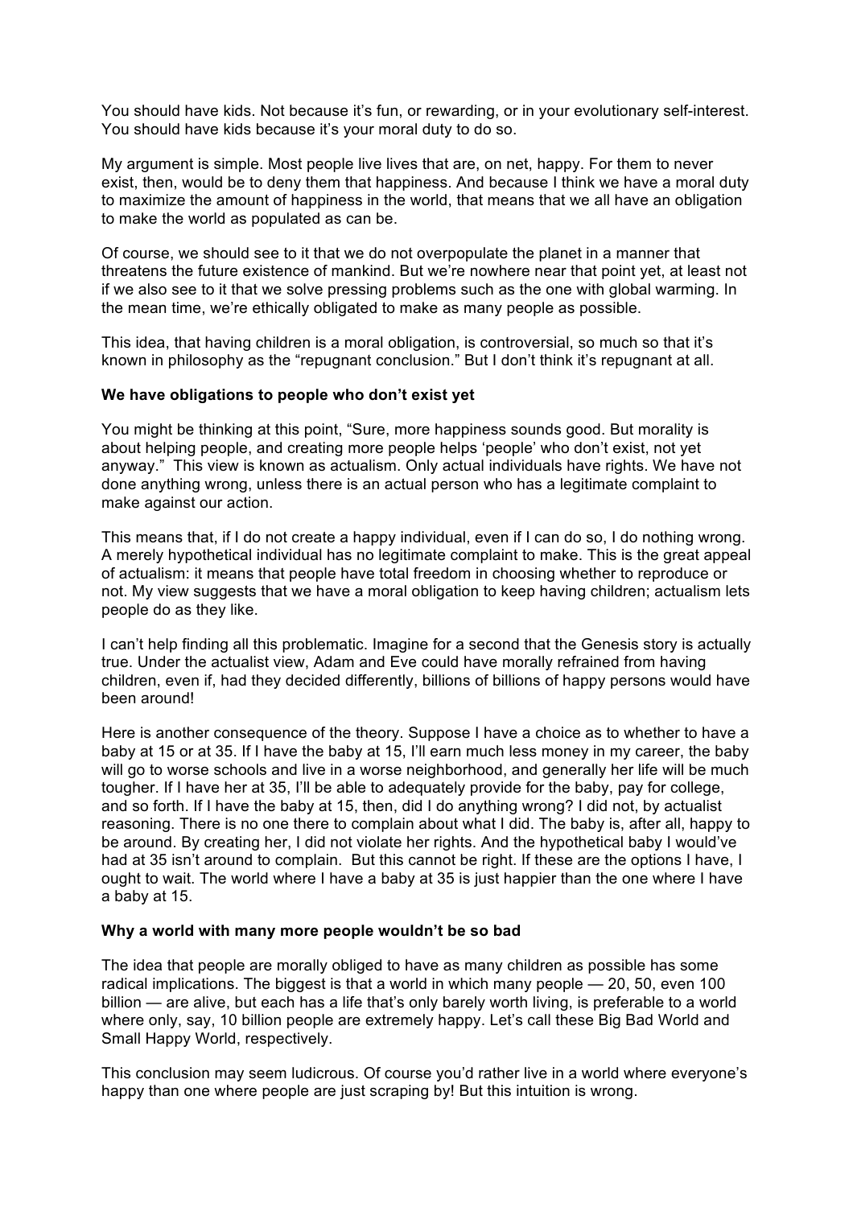You should have kids. Not because it's fun, or rewarding, or in your evolutionary self-interest. You should have kids because it's your moral duty to do so.

My argument is simple. Most people live lives that are, on net, happy. For them to never exist, then, would be to deny them that happiness. And because I think we have a moral duty to maximize the amount of happiness in the world, that means that we all have an obligation to make the world as populated as can be.

Of course, we should see to it that we do not overpopulate the planet in a manner that threatens the future existence of mankind. But we're nowhere near that point yet, at least not if we also see to it that we solve pressing problems such as the one with global warming. In the mean time, we're ethically obligated to make as many people as possible.

This idea, that having children is a moral obligation, is controversial, so much so that it's known in philosophy as the "repugnant conclusion." But I don't think it's repugnant at all.

**We have obligations to people who don't exist yet**

You might be thinking at this point, "Sure, more happiness sounds good. But morality is about helping people, and creating more people helps 'people' who don't exist, not yet anyway." This view is known as actualism. Only actual individuals have rights. We have not done anything wrong, unless there is an actual person who has a legitimate complaint to make against our action.

This means that, if I do not create a happy individual, even if I can do so, I do nothing wrong. A merely hypothetical individual has no legitimate complaint to make. This is the great appeal of actualism: it means that people have total freedom in choosing whether to reproduce or not. My view suggests that we have a moral obligation to keep having children; actualism lets people do as they like.

I can't help finding all this problematic. Imagine for a second that the Genesis story is actually true. Under the actualist view, Adam and Eve could have morally refrained from having children, even if, had they decided differently, billions of billions of happy persons would have been around!

Here is another consequence of the theory. Suppose I have a choice as to whether to have a baby at 15 or at 35. If I have the baby at 15, I'll earn much less money in my career, the baby will go to worse schools and live in a worse neighborhood, and generally her life will be much tougher. If I have her at 35, I'll be able to adequately provide for the baby, pay for college, and so forth. If I have the baby at 15, then, did I do anything wrong? I did not, by actualist reasoning. There is no one there to complain about what I did. The baby is, after all, happy to be around. By creating her, I did not violate her rights. And the hypothetical baby I would've had at 35 isn't around to complain. But this cannot be right. If these are the options I have, I ought to wait. The world where I have a baby at 35 is just happier than the one where I have a baby at 15.

**Why a world with many more people wouldn't be so bad**

The idea that people are morally obliged to have as many children as possible has some radical implications. The biggest is that a world in which many people — 20, 50, even 100 billion — are alive, but each has a life that's only barely worth living, is preferable to a world where only, say, 10 billion people are extremely happy. Let's call these Big Bad World and Small Happy World, respectively.

This conclusion may seem ludicrous. Of course you'd rather live in a world where everyone's happy than one where people are just scraping by! But this intuition is wrong.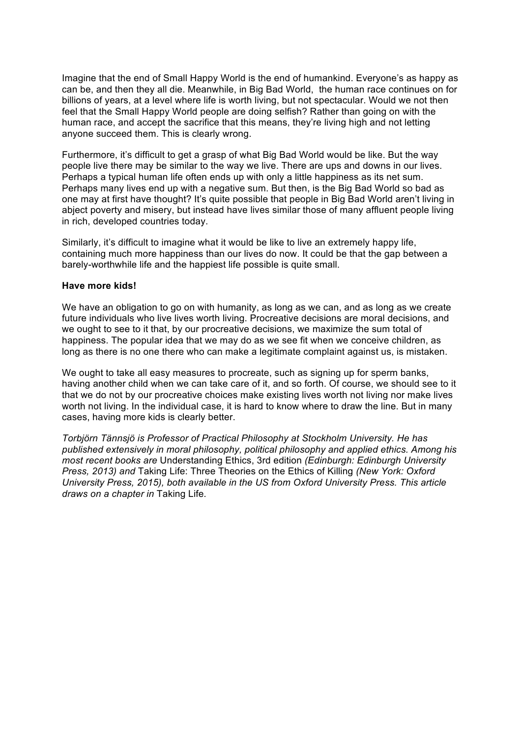Imagine that the end of Small Happy World is the end of humankind. Everyone's as happy as can be, and then they all die. Meanwhile, in Big Bad World, the human race continues on for billions of years, at a level where life is worth living, but not spectacular. Would we not then feel that the Small Happy World people are doing selfish? Rather than going on with the human race, and accept the sacrifice that this means, they're living high and not letting anyone succeed them. This is clearly wrong.

Furthermore, it's difficult to get a grasp of what Big Bad World would be like. But the way people live there may be similar to the way we live. There are ups and downs in our lives. Perhaps a typical human life often ends up with only a little happiness as its net sum. Perhaps many lives end up with a negative sum. But then, is the Big Bad World so bad as one may at first have thought? It's quite possible that people in Big Bad World aren't living in abject poverty and misery, but instead have lives similar those of many affluent people living in rich, developed countries today.

Similarly, it's difficult to imagine what it would be like to live an extremely happy life, containing much more happiness than our lives do now. It could be that the gap between a barely-worthwhile life and the happiest life possible is quite small.

**Have more kids!**

We have an obligation to go on with humanity, as long as we can, and as long as we create future individuals who live lives worth living. Procreative decisions are moral decisions, and we ought to see to it that, by our procreative decisions, we maximize the sum total of happiness. The popular idea that we may do as we see fit when we conceive children, as long as there is no one there who can make a legitimate complaint against us, is mistaken.

We ought to take all easy measures to procreate, such as signing up for sperm banks, having another child when we can take care of it, and so forth. Of course, we should see to it that we do not by our procreative choices make existing lives worth not living nor make lives worth not living. In the individual case, it is hard to know where to draw the line. But in many cases, having more kids is clearly better.

*Torbjörn Tännsjö is Professor of Practical Philosophy at Stockholm University. He has published extensively in moral philosophy, political philosophy and applied ethics. Among his most recent books are* Understanding Ethics, 3rd edition *(Edinburgh: Edinburgh University Press, 2013) and* Taking Life: Three Theories on the Ethics of Killing *(New York: Oxford University Press, 2015), both available in the US from Oxford University Press. This article draws on a chapter in* Taking Life.